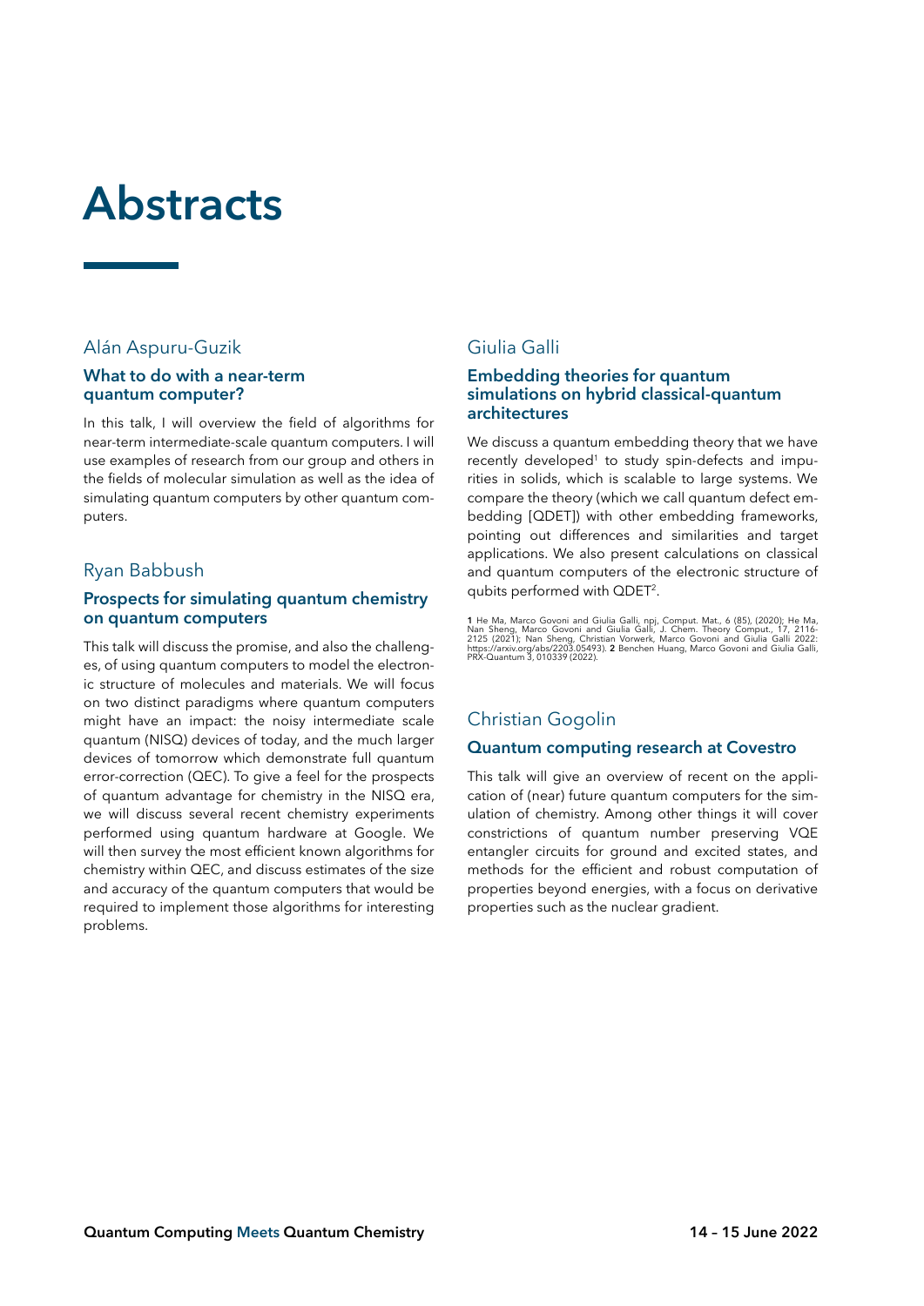# Abstracts

## Alán Aspuru-Guzik

### What to do with a near-term quantum computer?

In this talk, I will overview the field of algorithms for near-term intermediate-scale quantum computers. I will use examples of research from our group and others in the fields of molecular simulation as well as the idea of simulating quantum computers by other quantum computers.

## Ryan Babbush

### Prospects for simulating quantum chemistry on quantum computers

This talk will discuss the promise, and also the challenges, of using quantum computers to model the electronic structure of molecules and materials. We will focus on two distinct paradigms where quantum computers might have an impact: the noisy intermediate scale quantum (NISQ) devices of today, and the much larger devices of tomorrow which demonstrate full quantum error-correction (QEC). To give a feel for the prospects of quantum advantage for chemistry in the NISQ era, we will discuss several recent chemistry experiments performed using quantum hardware at Google. We will then survey the most efficient known algorithms for chemistry within QEC, and discuss estimates of the size and accuracy of the quantum computers that would be required to implement those algorithms for interesting problems.

## Giulia Galli

### Embedding theories for quantum simulations on hybrid classical-quantum architectures

We discuss a quantum embedding theory that we have recently developed[1] to study spin-defects and impurities in solids, which is scalable to large systems. We compare the theory (which we call quantum defect embedding [QDET]) with other embedding frameworks, pointing out differences and similarities and target applications. We also present calculations on classical and quantum computers of the electronic structure of qubits performed with QDET[2].

**1** He Ma, Marco Govoni and Giulia Galli, npj, Comput. Mat., 6 (85), (2020); He Ma, Nan Sheng, Marco Govoni and Giulia Galli, J. Chem. Theory Comput., 17, 2116-2125 (2021); Nan Sheng, Christian Vorwerk, Marco Govoni and Giulia Galli 2022: https://arxiv.org/abs/2203.05493). **2** Benchen Huang, Marco Govoni and Giulia Galli, PRX-Quantum 3, 010339 (2022).

## Christian Gogolin

### Quantum computing research at Covestro

This talk will give an overview of recent on the application of (near) future quantum computers for the simulation of chemistry. Among other things it will cover constrictions of quantum number preserving VQE entangler circuits for ground and excited states, and methods for the efficient and robust computation of properties beyond energies, with a focus on derivative properties such as the nuclear gradient.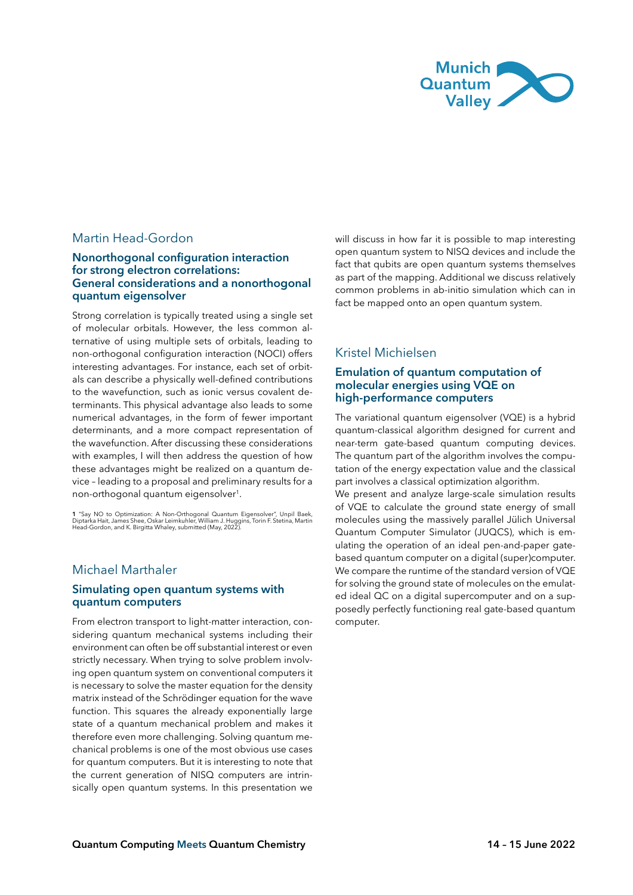## Martin Head-Gordon

### Nonorthogonal configuration interaction for strong electron correlations: General considerations and a nonorthogonal quantum eigensolver

Strong correlation is typically treated using a single set of molecular orbitals. However, the less common alternative of using multiple sets of orbitals, leading to non-orthogonal configuration interaction (NOCI) offers interesting advantages. For instance, each set of orbitals can describe a physically well-defined contributions to the wavefunction, such as ionic versus covalent determinants. This physical advantage also leads to some numerical advantages, in the form of fewer important determinants, and a more compact representation of the wavefunction. After discussing these considerations with examples, I will then address the question of how these advantages might be realized on a quantum device – leading to a proposal and preliminary results for a non-orthogonal quantum eigensolver[1].

1 "Say NO to Optimization: A Non-Orthogonal Quantum Eigensolver", Unpil Baek, Diptarka Hait, James Shee, Oskar Leimkuhler, William J. Huggins, Torin F. Stetina, Martin Head-Gordon, and K. Birgitta Whaley, submitted (May, 2022).

## Michael Marthaler

### Simulating open quantum systems with quantum computers

From electron transport to light-matter interaction, considering quantum mechanical systems including their environment can often be off substantial interest or even strictly necessary. When trying to solve problem involving open quantum system on conventional computers it is necessary to solve the master equation for the density matrix instead of the Schrödinger equation for the wave function. This squares the already exponentially large state of a quantum mechanical problem and makes it therefore even more challenging. Solving quantum mechanical problems is one of the most obvious use cases for quantum computers. But it is interesting to note that the current generation of NISQ computers are intrinsically open quantum systems. In this presentation we will discuss in how far it is possible to map interesting open quantum system to NISQ devices and include the fact that qubits are open quantum systems themselves as part of the mapping. Additional we discuss relatively common problems in ab-initio simulation which can in fact be mapped onto an open quantum system.

## Kristel Michielsen

### Emulation of quantum computation of molecular energies using VQE on high-performance computers

The variational quantum eigensolver (VQE) is a hybrid quantum-classical algorithm designed for current and near-term gate-based quantum computing devices. The quantum part of the algorithm involves the computation of the energy expectation value and the classical part involves a classical optimization algorithm.

We present and analyze large-scale simulation results of VQE to calculate the ground state energy of small molecules using the massively parallel Jülich Universal Quantum Computer Simulator (JUQCS), which is emulating the operation of an ideal pen-and-paper gate-based quantum computer on a digital (super)computer. We compare the runtime of the standard version of VQE for solving the ground state of molecules on the emulated ideal QC on a digital supercomputer and on a supposedly perfectly functioning real gate-based quantum computer.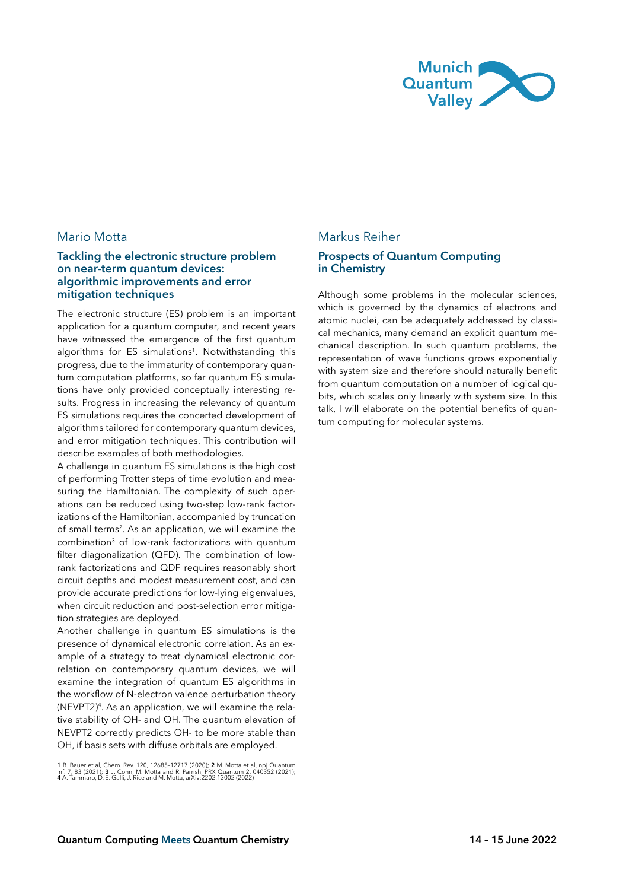## Mario Motta

### Tackling the electronic structure problem on near-term quantum devices: algorithmic improvements and error mitigation techniques

The electronic structure (ES) problem is an important application for a quantum computer, and recent years have witnessed the emergence of the first quantum algorithms for ES simulations[1]. Notwithstanding this progress, due to the immaturity of contemporary quantum computation platforms, so far quantum ES simulations have only provided conceptually interesting results. Progress in increasing the relevancy of quantum ES simulations requires the concerted development of algorithms tailored for contemporary quantum devices, and error mitigation techniques. This contribution will describe examples of both methodologies.

A challenge in quantum ES simulations is the high cost of performing Trotter steps of time evolution and measuring the Hamiltonian. The complexity of such operations can be reduced using two-step low-rank factorizations of the Hamiltonian, accompanied by truncation of small terms[2]. As an application, we will examine the combination[3] of low-rank factorizations with quantum filter diagonalization (QFD). The combination of low-rank factorizations and QDF requires reasonably short circuit depths and modest measurement cost, and can provide accurate predictions for low-lying eigenvalues, when circuit reduction and post-selection error mitigation strategies are deployed.

Another challenge in quantum ES simulations is the presence of dynamical electronic correlation. As an example of a strategy to treat dynamical electronic correlation on contemporary quantum devices, we will examine the integration of quantum ES algorithms in the workflow of N-electron valence perturbation theory (NEVPT2)[4]. As an application, we will examine the relative stability of OH- and OH. The quantum elevation of NEVPT2 correctly predicts OH- to be more stable than OH, if basis sets with diffuse orbitals are employed.

**1** B. Bauer et al, Chem. Rev. 120, 12685–12717 (2020); **2** M. Motta et al, npj Quantum Inf. 7, 83 (2021); **3** J. Cohn, M. Motta and R. Parrish, PRX Quantum 2, 040352 (2021); **4** A. Tammaro, D. E. Galli, J. Rice and M. Motta, arXiv:2202.13002 (2022)

## Markus Reiher

### Prospects of Quantum Computing in Chemistry

Although some problems in the molecular sciences, which is governed by the dynamics of electrons and atomic nuclei, can be adequately addressed by classical mechanics, many demand an explicit quantum mechanical description. In such quantum problems, the representation of wave functions grows exponentially with system size and therefore should naturally benefit from quantum computation on a number of logical qubits, which scales only linearly with system size. In this talk, I will elaborate on the potential benefits of quantum computing for molecular systems.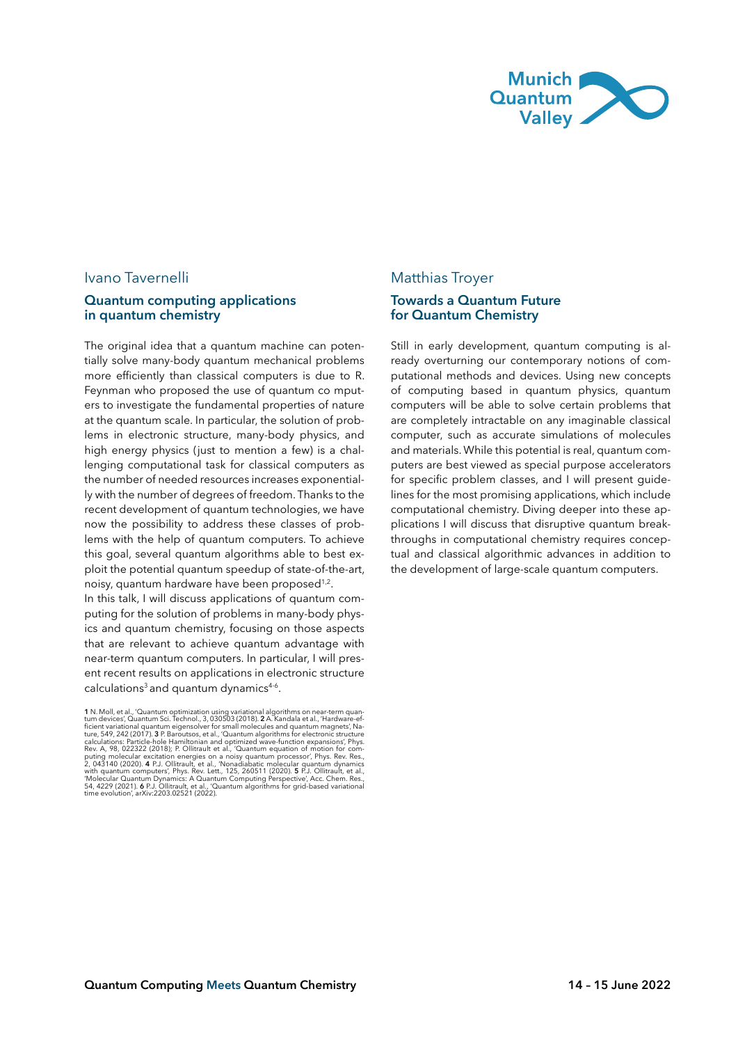## Ivano Tavernelli

### Quantum computing applications in quantum chemistry

The original idea that a quantum machine can potentially solve many-body quantum mechanical problems more efficiently than classical computers is due to R. Feynman who proposed the use of quantum co mputers to investigate the fundamental properties of nature at the quantum scale. In particular, the solution of problems in electronic structure, many-body physics, and high energy physics (just to mention a few) is a challenging computational task for classical computers as the number of needed resources increases exponentially with the number of degrees of freedom. Thanks to the recent development of quantum technologies, we have now the possibility to address these classes of problems with the help of quantum computers. To achieve this goal, several quantum algorithms able to best exploit the potential quantum speedup of state-of-the-art, noisy, quantum hardware have been proposed[1,2].

In this talk, I will discuss applications of quantum computing for the solution of problems in many-body physics and quantum chemistry, focusing on those aspects that are relevant to achieve quantum advantage with near-term quantum computers. In particular, I will present recent results on applications in electronic structure calculations[3] and quantum dynamics[4-6].

**1** N. Moll, et al., 'Quantum optimization using variational algorithms on near-term quantum devices', Quantum Sci. Technol., 3, 030503 (2018). **2** A. Kandala et al., 'Hardware-efficient variational quantum eigensolver for small molecules and quantum magnets', Nature, 549, 242 (2017). **3** P. Baroutsos, et al., 'Quantum algorithms for electronic structure calculations: Particle-hole Hamiltonian and optimized wave-function expansions', Phys. Rev. A, 98, 022322 (2018); P. Ollitrault et al., 'Quantum equation of motion for computing molecular excitation energies on a noisy quantum processor', Phys. Rev. Res., 2, 043140 (2020). **4** P.J. Ollitrault, et al., 'Nonadiabatic molecular quantum dynamics with quantum computers', Phys. Rev. Lett., 125, 260511 (2020). **5** P.J. Ollitrault, et al., 'Molecular Quantum Dynamics: A Quantum Computing Perspective', Acc. Chem. Res., 54, 4229 (2021). **6** P.J. Ollitrault, et al., 'Quantum algorithms for grid-based variational time evolution', arXiv:2203.02521 (2022).

## Matthias Troyer

### Towards a Quantum Future for Quantum Chemistry

Still in early development, quantum computing is already overturning our contemporary notions of computational methods and devices. Using new concepts of computing based in quantum physics, quantum computers will be able to solve certain problems that are completely intractable on any imaginable classical computer, such as accurate simulations of molecules and materials. While this potential is real, quantum computers are best viewed as special purpose accelerators for specific problem classes, and I will present guidelines for the most promising applications, which include computational chemistry. Diving deeper into these applications I will discuss that disruptive quantum breakthroughs in computational chemistry requires conceptual and classical algorithmic advances in addition to the development of large-scale quantum computers.